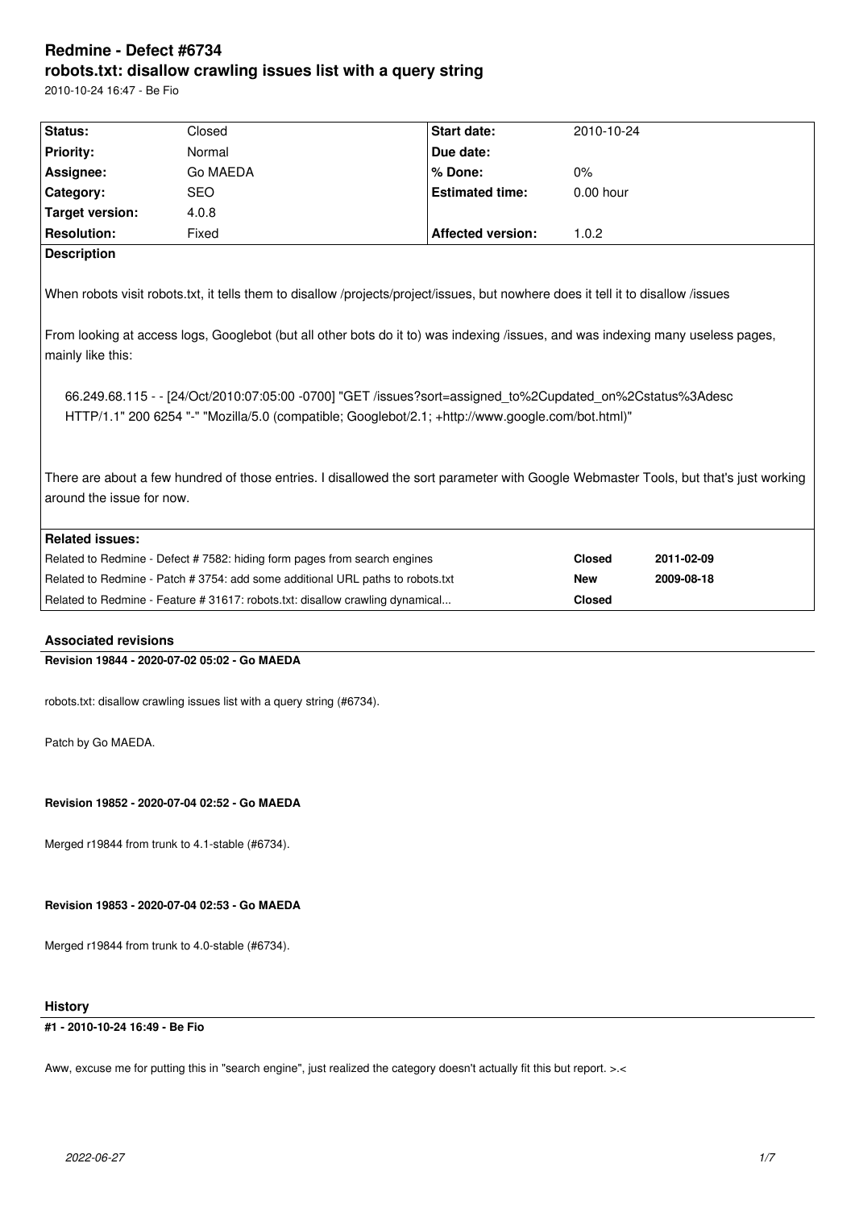# Redmine - Defect #6734

## robots.txt: disallow crawling issues list with a query string

2010-10-24 16:47 - Be Fio

| Status: | Closed | Start date: | 2010-10-24 |
|---|---|---|---|
| Priority: | Normal | Due date: | |
| Assignee: | Go MAEDA | % Done: | 0% |
| Category: | SEO | Estimated time: | 0.00 hour |
| Target version: | 4.0.8 | | |
| Resolution: | Fixed | Affected version: | 1.0.2 |

**Description**

When robots visit robots.txt, it tells them to disallow /projects/project/issues, but nowhere does it tell it to disallow /issues

From looking at access logs, Googlebot (but all other bots do it to) was indexing /issues, and was indexing many useless pages, mainly like this:

```
66.249.68.115 - - [24/Oct/2010:07:05:00 -0700] "GET /issues?sort=assigned_to%2Cupdated_on%2Cstatus%3Adesc HTTP/1.1" 200 6254 "-" "Mozilla/5.0 (compatible; Googlebot/2.1; +http://www.google.com/bot.html)"
```

There are about a few hundred of those entries. I disallowed the sort parameter with Google Webmaster Tools, but that's just working around the issue for now.

**Related issues:**

| | | |
|---|---|---|
| Related to Redmine - Defect # 7582: hiding form pages from search engines | Closed | 2011-02-09 |
| Related to Redmine - Patch # 3754: add some additional URL paths to robots.txt | New | 2009-08-18 |
| Related to Redmine - Feature # 31617: robots.txt: disallow crawling dynamical... | Closed | |

### Associated revisions

**Revision 19844 - 2020-07-02 05:02 - Go MAEDA**

robots.txt: disallow crawling issues list with a query string (#6734).

Patch by Go MAEDA.

**Revision 19852 - 2020-07-04 02:52 - Go MAEDA**

Merged r19844 from trunk to 4.1-stable (#6734).

**Revision 19853 - 2020-07-04 02:53 - Go MAEDA**

Merged r19844 from trunk to 4.0-stable (#6734).

### History

**#1 - 2010-10-24 16:49 - Be Fio**

Aww, excuse me for putting this in "search engine", just realized the category doesn't actually fit this but report. >.<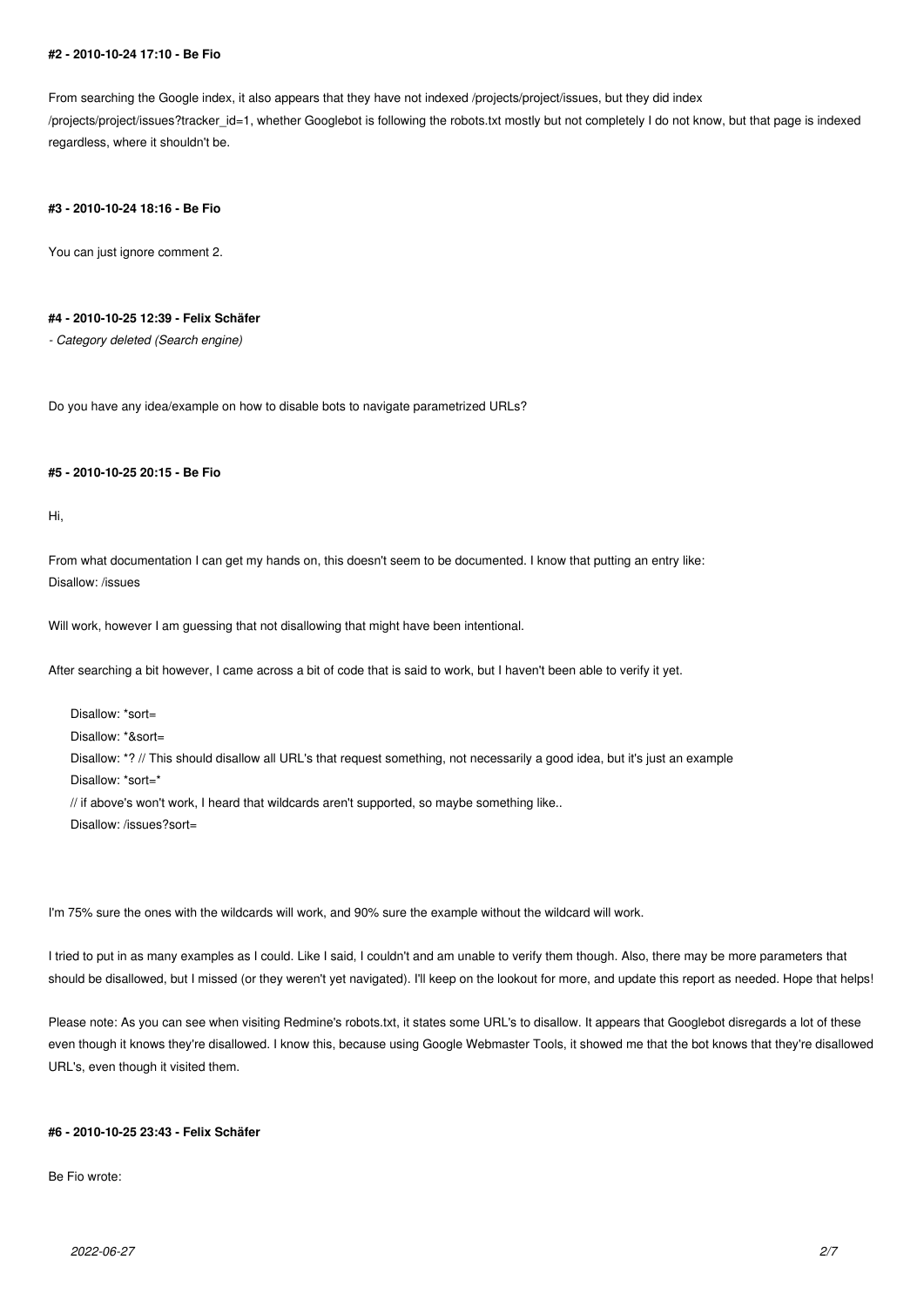#### #2 - 2010-10-24 17:10 - Be Fio

From searching the Google index, it also appears that they have not indexed /projects/project/issues, but they did index /projects/project/issues?tracker_id=1, whether Googlebot is following the robots.txt mostly but not completely I do not know, but that page is indexed regardless, where it shouldn't be.

#### #3 - 2010-10-24 18:16 - Be Fio

You can just ignore comment 2.

#### #4 - 2010-10-25 12:39 - Felix Schäfer

*- Category deleted (Search engine)*

Do you have any idea/example on how to disable bots to navigate parametrized URLs?

#### #5 - 2010-10-25 20:15 - Be Fio

Hi,

From what documentation I can get my hands on, this doesn't seem to be documented. I know that putting an entry like:
Disallow: /issues

Will work, however I am guessing that not disallowing that might have been intentional.

After searching a bit however, I came across a bit of code that is said to work, but I haven't been able to verify it yet.

```
Disallow: *sort=
Disallow: *&sort=
Disallow: *? // This should disallow all URL's that request something, not necessarily a good idea, but it's just an example
Disallow: *sort=*
// if above's won't work, I heard that wildcards aren't supported, so maybe something like..
Disallow: /issues?sort=
```

I'm 75% sure the ones with the wildcards will work, and 90% sure the example without the wildcard will work.

I tried to put in as many examples as I could. Like I said, I couldn't and am unable to verify them though. Also, there may be more parameters that should be disallowed, but I missed (or they weren't yet navigated). I'll keep on the lookout for more, and update this report as needed. Hope that helps!

Please note: As you can see when visiting Redmine's robots.txt, it states some URL's to disallow. It appears that Googlebot disregards a lot of these even though it knows they're disallowed. I know this, because using Google Webmaster Tools, it showed me that the bot knows that they're disallowed URL's, even though it visited them.

#### #6 - 2010-10-25 23:43 - Felix Schäfer

Be Fio wrote: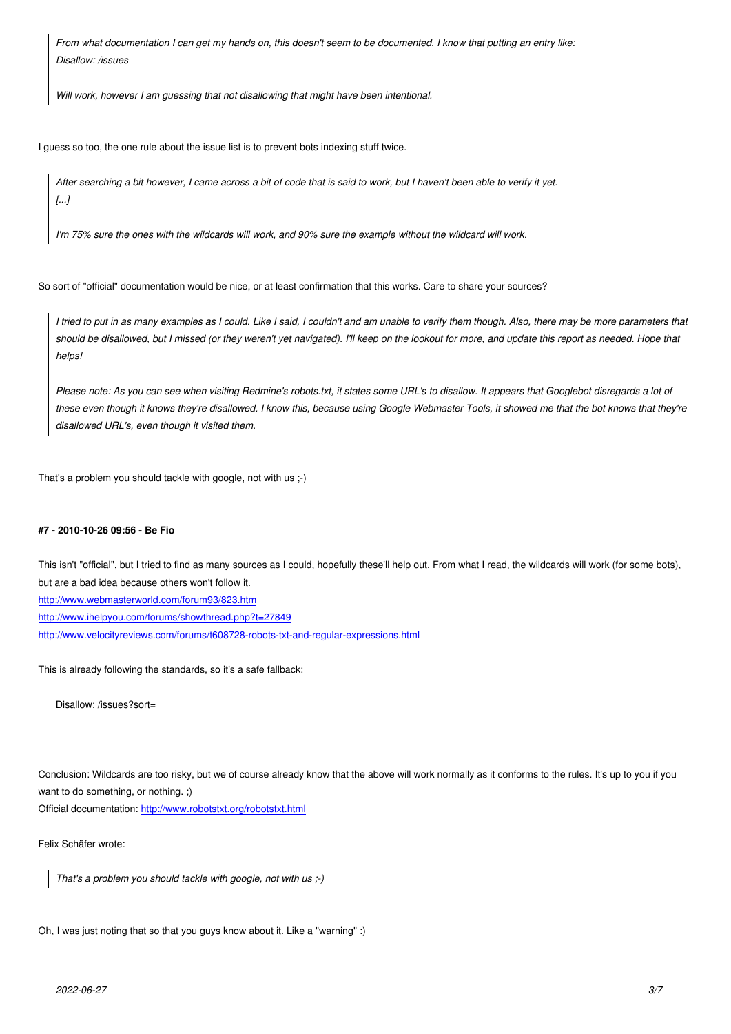> *From what documentation I can get my hands on, this doesn't seem to be documented. I know that putting an entry like:*
> *Disallow: /issues*
>
> *Will work, however I am guessing that not disallowing that might have been intentional.*

I guess so too, the one rule about the issue list is to prevent bots indexing stuff twice.

> *After searching a bit however, I came across a bit of code that is said to work, but I haven't been able to verify it yet.*
> *[...]*
>
> *I'm 75% sure the ones with the wildcards will work, and 90% sure the example without the wildcard will work.*

So sort of "official" documentation would be nice, or at least confirmation that this works. Care to share your sources?

> *I tried to put in as many examples as I could. Like I said, I couldn't and am unable to verify them though. Also, there may be more parameters that should be disallowed, but I missed (or they weren't yet navigated). I'll keep on the lookout for more, and update this report as needed. Hope that helps!*
>
> *Please note: As you can see when visiting Redmine's robots.txt, it states some URL's to disallow. It appears that Googlebot disregards a lot of these even though it knows they're disallowed. I know this, because using Google Webmaster Tools, it showed me that the bot knows that they're disallowed URL's, even though it visited them.*

That's a problem you should tackle with google, not with us ;-)

#### #7 - 2010-10-26 09:56 - Be Fio

This isn't "official", but I tried to find as many sources as I could, hopefully these'll help out. From what I read, the wildcards will work (for some bots), but are a bad idea because others won't follow it.
http://www.webmasterworld.com/forum93/823.htm
http://www.ihelpyou.com/forums/showthread.php?t=27849
http://www.velocityreviews.com/forums/t608728-robots-txt-and-regular-expressions.html

This is already following the standards, so it's a safe fallback:

```
Disallow: /issues?sort=
```

Conclusion: Wildcards are too risky, but we of course already know that the above will work normally as it conforms to the rules. It's up to you if you want to do something, or nothing. ;)
Official documentation: http://www.robotstxt.org/robotstxt.html

Felix Schäfer wrote:

> *That's a problem you should tackle with google, not with us ;-)*

Oh, I was just noting that so that you guys know about it. Like a "warning" :)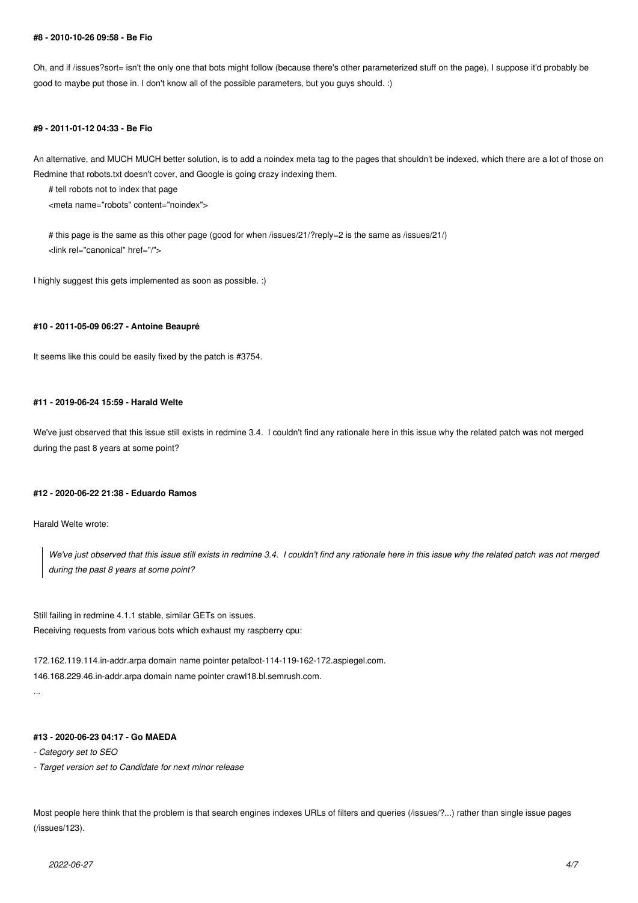#### #8 - 2010-10-26 09:58 - Be Fio

Oh, and if /issues?sort= isn't the only one that bots might follow (because there's other parameterized stuff on the page), I suppose it'd probably be good to maybe put those in. I don't know all of the possible parameters, but you guys should. :)

#### #9 - 2011-01-12 04:33 - Be Fio

An alternative, and MUCH MUCH better solution, is to add a noindex meta tag to the pages that shouldn't be indexed, which there are a lot of those on Redmine that robots.txt doesn't cover, and Google is going crazy indexing them.

```
# tell robots not to index that page
<meta name="robots" content="noindex">

# this page is the same as this other page (good for when /issues/21/?reply=2 is the same as /issues/21/)
<link rel="canonical" href="/">
```

I highly suggest this gets implemented as soon as possible. :)

#### #10 - 2011-05-09 06:27 - Antoine Beaupré

It seems like this could be easily fixed by the patch is #3754.

#### #11 - 2019-06-24 15:59 - Harald Welte

We've just observed that this issue still exists in redmine 3.4. I couldn't find any rationale here in this issue why the related patch was not merged during the past 8 years at some point?

#### #12 - 2020-06-22 21:38 - Eduardo Ramos

Harald Welte wrote:

> *We've just observed that this issue still exists in redmine 3.4. I couldn't find any rationale here in this issue why the related patch was not merged during the past 8 years at some point?*

Still failing in redmine 4.1.1 stable, similar GETs on issues.
Receiving requests from various bots which exhaust my raspberry cpu:

172.162.119.114.in-addr.arpa domain name pointer petalbot-114-119-162-172.aspiegel.com.
146.168.229.46.in-addr.arpa domain name pointer crawl18.bl.semrush.com.
...

#### #13 - 2020-06-23 04:17 - Go MAEDA

- *Category set to SEO*
- *Target version set to Candidate for next minor release*

Most people here think that the problem is that search engines indexes URLs of filters and queries (/issues/?...) rather than single issue pages (/issues/123).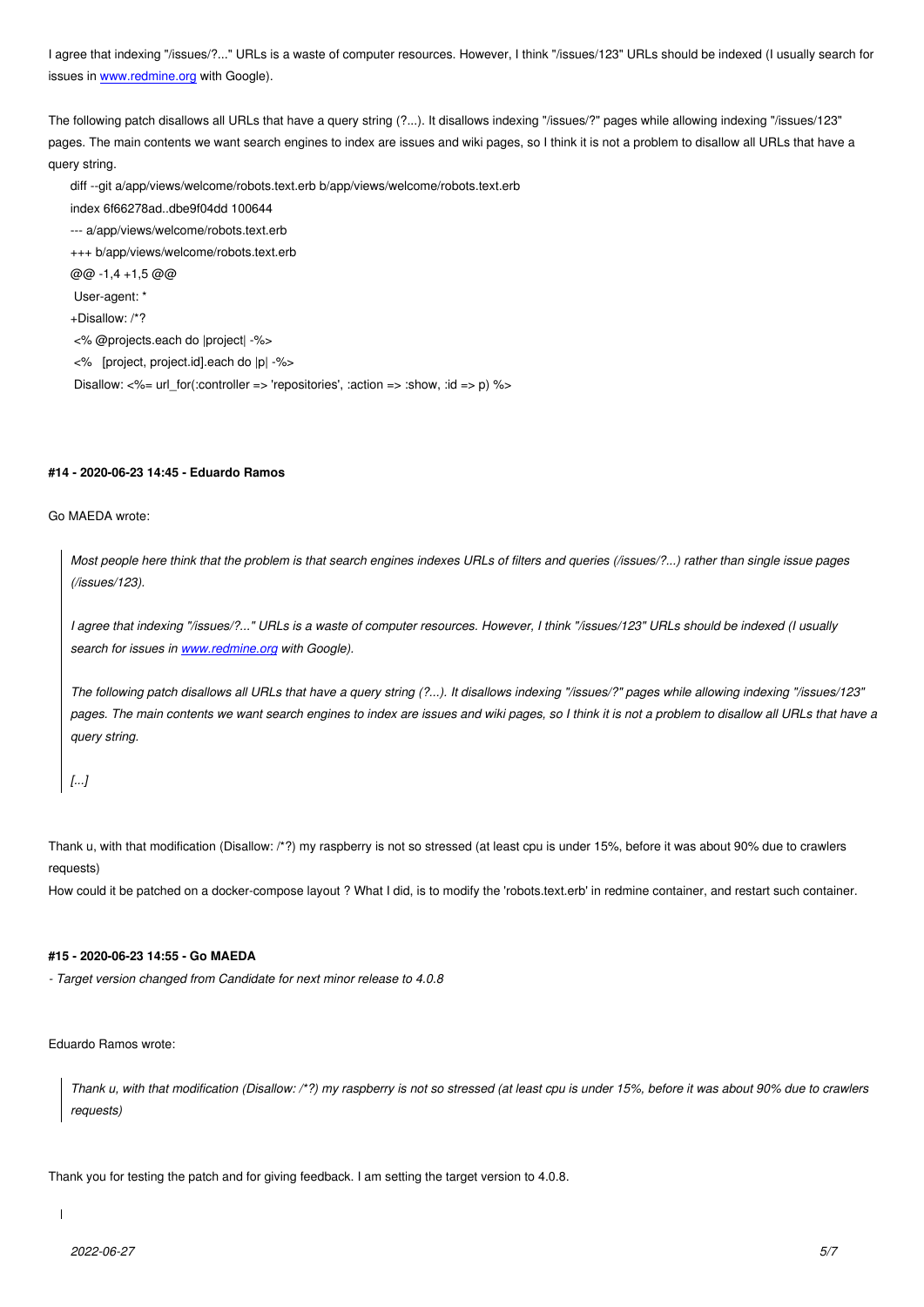I agree that indexing "/issues/?..." URLs is a waste of computer resources. However, I think "/issues/123" URLs should be indexed (I usually search for issues in www.redmine.org with Google).

The following patch disallows all URLs that have a query string (?...). It disallows indexing "/issues/?" pages while allowing indexing "/issues/123" pages. The main contents we want search engines to index are issues and wiki pages, so I think it is not a problem to disallow all URLs that have a query string.

```
diff --git a/app/views/welcome/robots.text.erb b/app/views/welcome/robots.text.erb
index 6f66278ad..dbe9f04dd 100644
--- a/app/views/welcome/robots.text.erb
+++ b/app/views/welcome/robots.text.erb
@@ -1,4 +1,5 @@
 User-agent: *
+Disallow: /*?
 <% @projects.each do |project| -%>
 <%   [project, project.id].each do |p| -%>
 Disallow: <%= url_for(:controller => 'repositories', :action => :show, :id => p) %>
```

#### #14 - 2020-06-23 14:45 - Eduardo Ramos

Go MAEDA wrote:

> *Most people here think that the problem is that search engines indexes URLs of filters and queries (/issues/?...) rather than single issue pages (/issues/123).*
>
> *I agree that indexing "/issues/?..." URLs is a waste of computer resources. However, I think "/issues/123" URLs should be indexed (I usually search for issues in www.redmine.org with Google).*
>
> *The following patch disallows all URLs that have a query string (?...). It disallows indexing "/issues/?" pages while allowing indexing "/issues/123" pages. The main contents we want search engines to index are issues and wiki pages, so I think it is not a problem to disallow all URLs that have a query string.*
>
> *[...]*

Thank u, with that modification (Disallow: /*?) my raspberry is not so stressed (at least cpu is under 15%, before it was about 90% due to crawlers requests)
How could it be patched on a docker-compose layout ? What I did, is to modify the 'robots.text.erb' in redmine container, and restart such container.

#### #15 - 2020-06-23 14:55 - Go MAEDA

*- Target version changed from Candidate for next minor release to 4.0.8*

Eduardo Ramos wrote:

> *Thank u, with that modification (Disallow: /*?) my raspberry is not so stressed (at least cpu is under 15%, before it was about 90% due to crawlers requests)*

Thank you for testing the patch and for giving feedback. I am setting the target version to 4.0.8.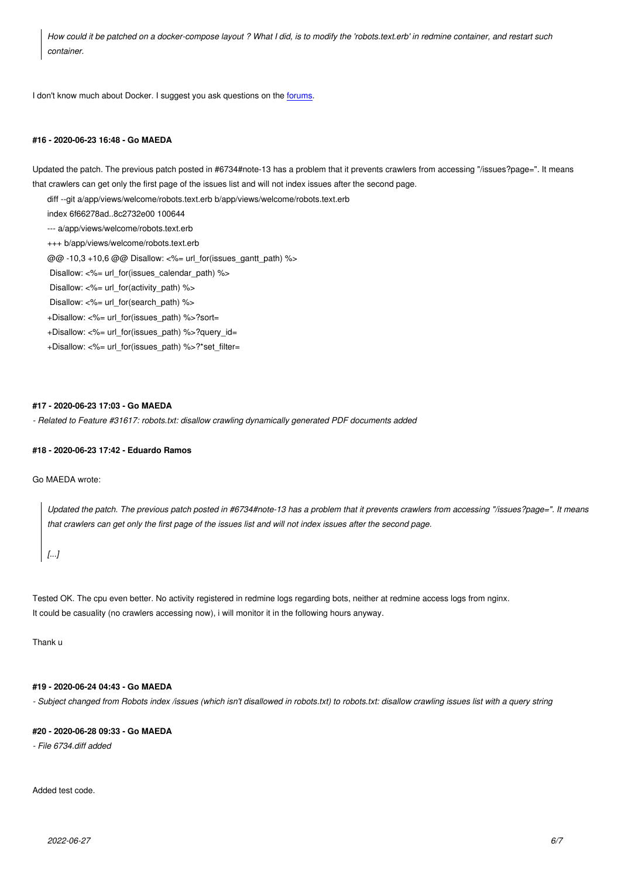> *How could it be patched on a docker-compose layout ? What I did, is to modify the 'robots.text.erb' in redmine container, and restart such container.*

I don't know much about Docker. I suggest you ask questions on the forums.

#### #16 - 2020-06-23 16:48 - Go MAEDA

Updated the patch. The previous patch posted in #6734#note-13 has a problem that it prevents crawlers from accessing "/issues?page=". It means that crawlers can get only the first page of the issues list and will not index issues after the second page.

```
diff --git a/app/views/welcome/robots.text.erb b/app/views/welcome/robots.text.erb
index 6f66278ad..8c2732e00 100644
--- a/app/views/welcome/robots.text.erb
+++ b/app/views/welcome/robots.text.erb
@@ -10,3 +10,6 @@ Disallow: <%= url_for(issues_gantt_path) %>
 Disallow: <%= url_for(issues_calendar_path) %>
 Disallow: <%= url_for(activity_path) %>
 Disallow: <%= url_for(search_path) %>
+Disallow: <%= url_for(issues_path) %>?sort=
+Disallow: <%= url_for(issues_path) %>?query_id=
+Disallow: <%= url_for(issues_path) %>?*set_filter=
```

#### #17 - 2020-06-23 17:03 - Go MAEDA

*- Related to Feature #31617: robots.txt: disallow crawling dynamically generated PDF documents added*

#### #18 - 2020-06-23 17:42 - Eduardo Ramos

Go MAEDA wrote:

> *Updated the patch. The previous patch posted in #6734#note-13 has a problem that it prevents crawlers from accessing "/issues?page=". It means that crawlers can get only the first page of the issues list and will not index issues after the second page.*
>
> *[...]*

Tested OK. The cpu even better. No activity registered in redmine logs regarding bots, neither at redmine access logs from nginx.
It could be casuality (no crawlers accessing now), i will monitor it in the following hours anyway.

Thank u

#### #19 - 2020-06-24 04:43 - Go MAEDA

*- Subject changed from Robots index /issues (which isn't disallowed in robots.txt) to robots.txt: disallow crawling issues list with a query string*

#### #20 - 2020-06-28 09:33 - Go MAEDA

*- File 6734.diff added*

Added test code.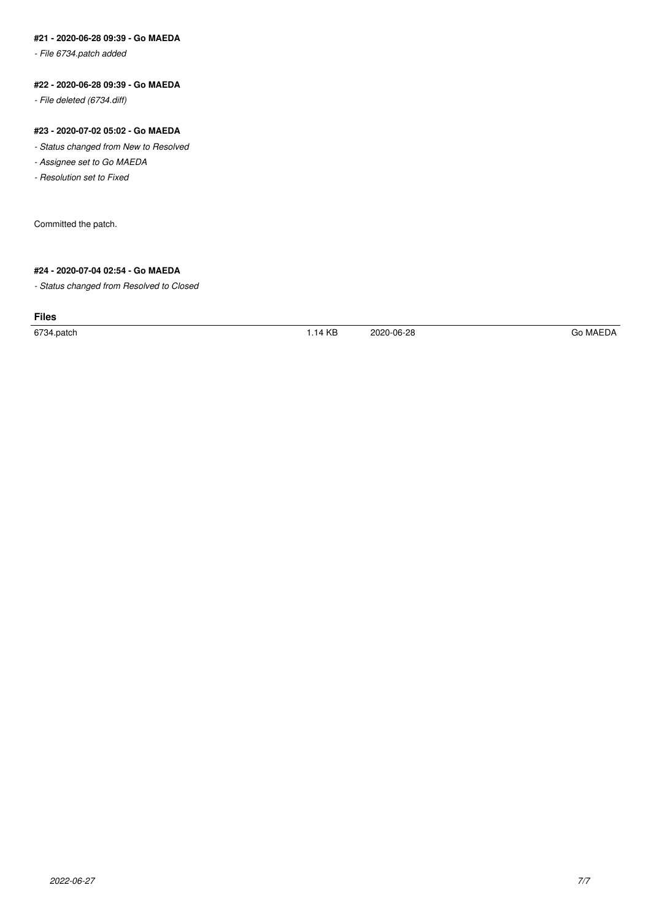#### #21 - 2020-06-28 09:39 - Go MAEDA

*- File 6734.patch added*

#### #22 - 2020-06-28 09:39 - Go MAEDA

*- File deleted (6734.diff)*

#### #23 - 2020-07-02 05:02 - Go MAEDA

*- Status changed from New to Resolved*

*- Assignee set to Go MAEDA*

*- Resolution set to Fixed*

Committed the patch.

#### #24 - 2020-07-04 02:54 - Go MAEDA

*- Status changed from Resolved to Closed*

#### Files

| | | | |
|---|---|---|---|
| 6734.patch | 1.14 KB | 2020-06-28 | Go MAEDA |